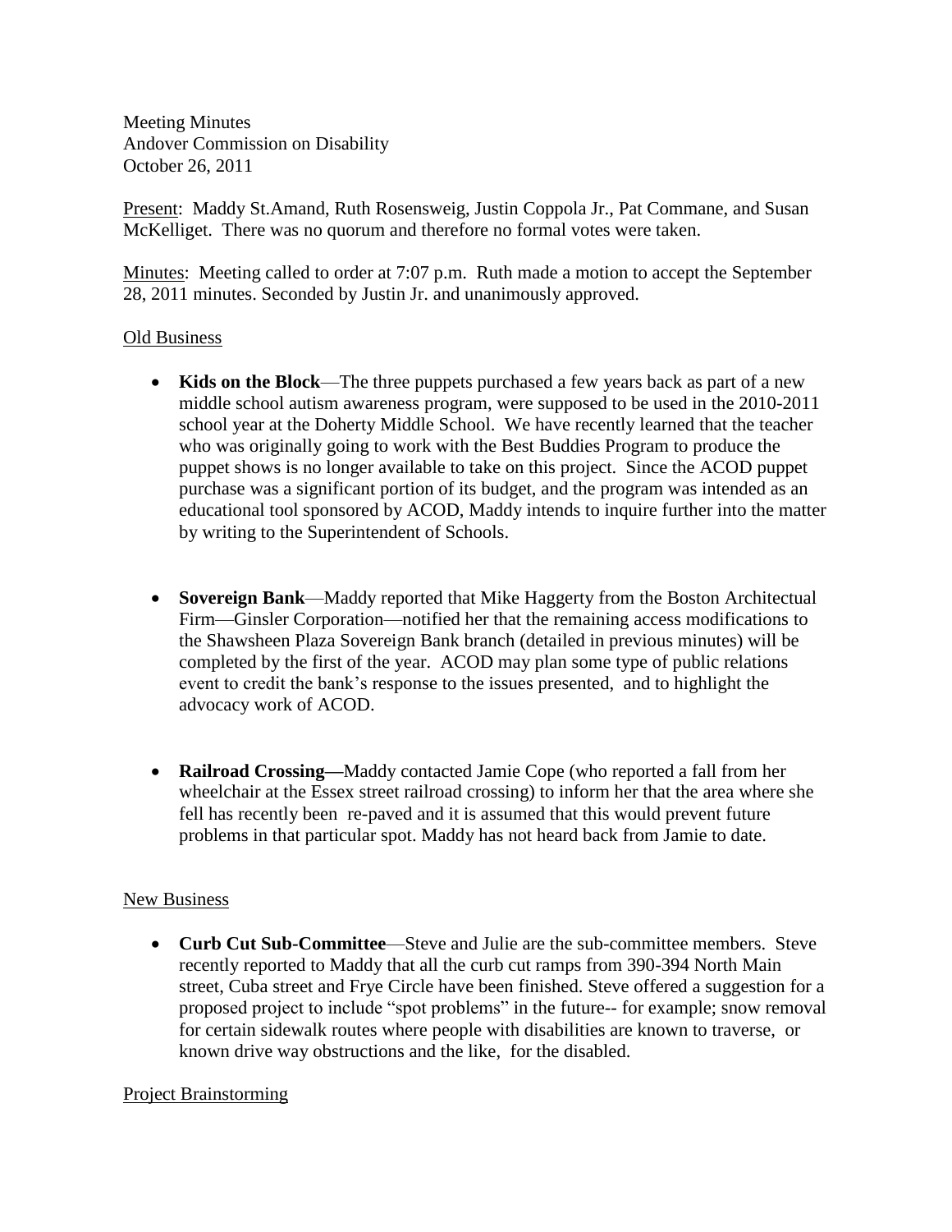Meeting Minutes
Andover Commission on Disability
October 26, 2011

Present: Maddy St.Amand, Ruth Rosensweig, Justin Coppola Jr., Pat Commane, and Susan McKelliget. There was no quorum and therefore no formal votes were taken.

Minutes: Meeting called to order at 7:07 p.m. Ruth made a motion to accept the September 28, 2011 minutes. Seconded by Justin Jr. and unanimously approved.

## Old Business

- **Kids on the Block**—The three puppets purchased a few years back as part of a new middle school autism awareness program, were supposed to be used in the 2010-2011 school year at the Doherty Middle School. We have recently learned that the teacher who was originally going to work with the Best Buddies Program to produce the puppet shows is no longer available to take on this project. Since the ACOD puppet purchase was a significant portion of its budget, and the program was intended as an educational tool sponsored by ACOD, Maddy intends to inquire further into the matter by writing to the Superintendent of Schools.

- **Sovereign Bank**—Maddy reported that Mike Haggerty from the Boston Architectual Firm—Ginsler Corporation—notified her that the remaining access modifications to the Shawsheen Plaza Sovereign Bank branch (detailed in previous minutes) will be completed by the first of the year. ACOD may plan some type of public relations event to credit the bank's response to the issues presented, and to highlight the advocacy work of ACOD.

- **Railroad Crossing—**Maddy contacted Jamie Cope (who reported a fall from her wheelchair at the Essex street railroad crossing) to inform her that the area where she fell has recently been re-paved and it is assumed that this would prevent future problems in that particular spot. Maddy has not heard back from Jamie to date.

## New Business

- **Curb Cut Sub-Committee**—Steve and Julie are the sub-committee members. Steve recently reported to Maddy that all the curb cut ramps from 390-394 North Main street, Cuba street and Frye Circle have been finished. Steve offered a suggestion for a proposed project to include "spot problems" in the future-- for example; snow removal for certain sidewalk routes where people with disabilities are known to traverse, or known drive way obstructions and the like, for the disabled.

## Project Brainstorming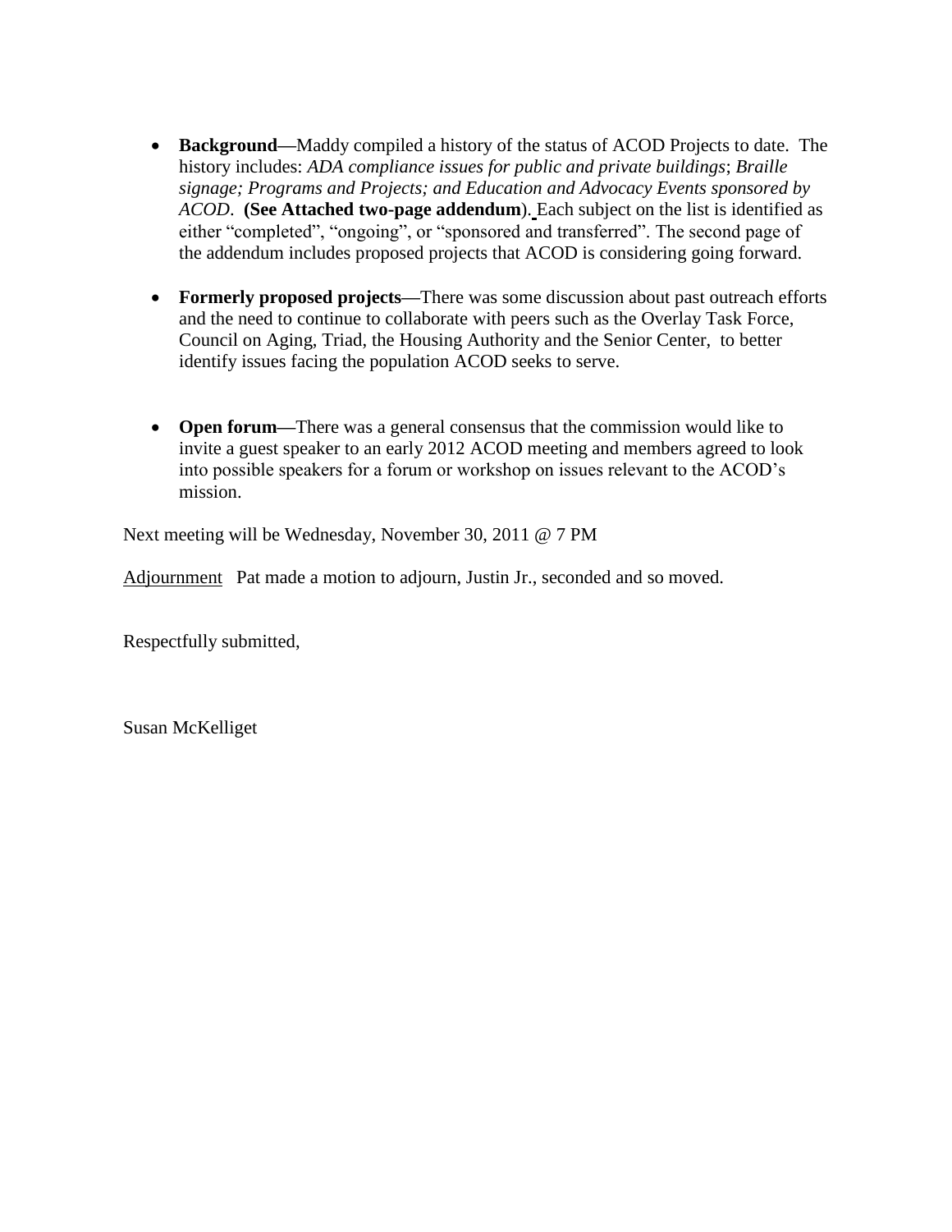- **Background—**Maddy compiled a history of the status of ACOD Projects to date. The history includes: *ADA compliance issues for public and private buildings*; *Braille signage; Programs and Projects; and Education and Advocacy Events sponsored by ACOD*. **(See Attached two-page addendum**). Each subject on the list is identified as either "completed", "ongoing", or "sponsored and transferred". The second page of the addendum includes proposed projects that ACOD is considering going forward.

- **Formerly proposed projects—**There was some discussion about past outreach efforts and the need to continue to collaborate with peers such as the Overlay Task Force, Council on Aging, Triad, the Housing Authority and the Senior Center, to better identify issues facing the population ACOD seeks to serve.

- **Open forum—**There was a general consensus that the commission would like to invite a guest speaker to an early 2012 ACOD meeting and members agreed to look into possible speakers for a forum or workshop on issues relevant to the ACOD's mission.

Next meeting will be Wednesday, November 30, 2011 @ 7 PM

Adjournment Pat made a motion to adjourn, Justin Jr., seconded and so moved.

Respectfully submitted,

Susan McKelliget